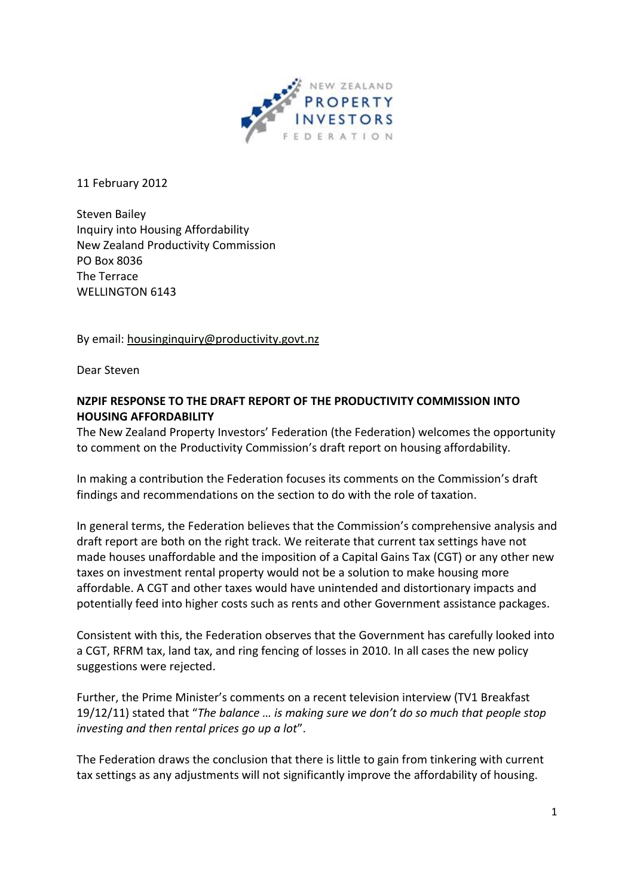11 February 2012

Steven Bailey
Inquiry into Housing Affordability
New Zealand Productivity Commission
PO Box 8036
The Terrace
WELLINGTON 6143

By email: housinginquiry@productivity.govt.nz

Dear Steven

**NZPIF RESPONSE TO THE DRAFT REPORT OF THE PRODUCTIVITY COMMISSION INTO HOUSING AFFORDABILITY**

The New Zealand Property Investors' Federation (the Federation) welcomes the opportunity to comment on the Productivity Commission's draft report on housing affordability.

In making a contribution the Federation focuses its comments on the Commission's draft findings and recommendations on the section to do with the role of taxation.

In general terms, the Federation believes that the Commission's comprehensive analysis and draft report are both on the right track. We reiterate that current tax settings have not made houses unaffordable and the imposition of a Capital Gains Tax (CGT) or any other new taxes on investment rental property would not be a solution to make housing more affordable. A CGT and other taxes would have unintended and distortionary impacts and potentially feed into higher costs such as rents and other Government assistance packages.

Consistent with this, the Federation observes that the Government has carefully looked into a CGT, RFRM tax, land tax, and ring fencing of losses in 2010. In all cases the new policy suggestions were rejected.

Further, the Prime Minister's comments on a recent television interview (TV1 Breakfast 19/12/11) stated that "*The balance … is making sure we don't do so much that people stop investing and then rental prices go up a lot*".

The Federation draws the conclusion that there is little to gain from tinkering with current tax settings as any adjustments will not significantly improve the affordability of housing.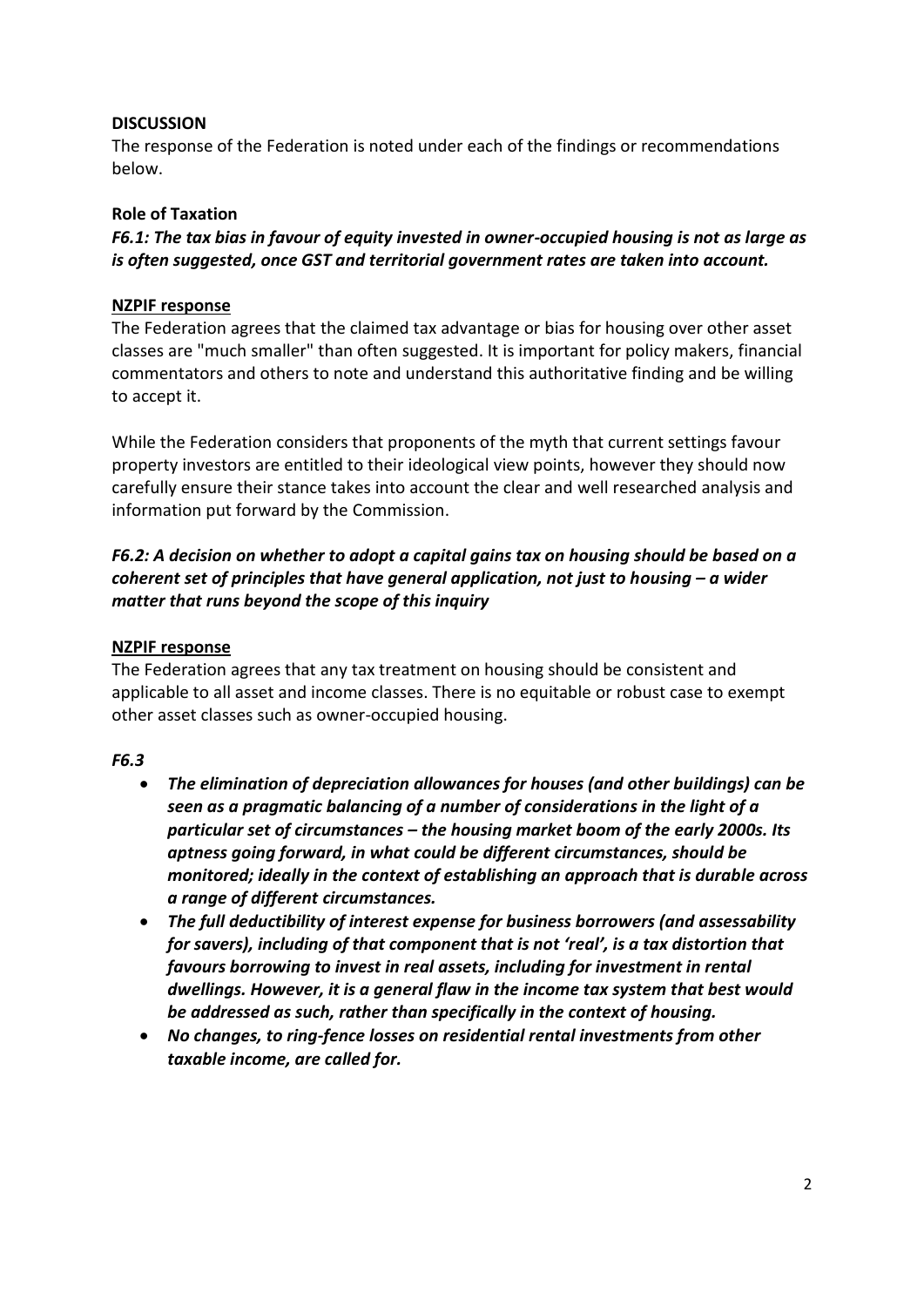**DISCUSSION**

The response of the Federation is noted under each of the findings or recommendations below.

**Role of Taxation**

***F6.1: The tax bias in favour of equity invested in owner-occupied housing is not as large as is often suggested, once GST and territorial government rates are taken into account.***

**NZPIF response**

The Federation agrees that the claimed tax advantage or bias for housing over other asset classes are "much smaller" than often suggested. It is important for policy makers, financial commentators and others to note and understand this authoritative finding and be willing to accept it.

While the Federation considers that proponents of the myth that current settings favour property investors are entitled to their ideological view points, however they should now carefully ensure their stance takes into account the clear and well researched analysis and information put forward by the Commission.

***F6.2: A decision on whether to adopt a capital gains tax on housing should be based on a coherent set of principles that have general application, not just to housing – a wider matter that runs beyond the scope of this inquiry***

**NZPIF response**

The Federation agrees that any tax treatment on housing should be consistent and applicable to all asset and income classes. There is no equitable or robust case to exempt other asset classes such as owner-occupied housing.

***F6.3***

- ***The elimination of depreciation allowances for houses (and other buildings) can be seen as a pragmatic balancing of a number of considerations in the light of a particular set of circumstances – the housing market boom of the early 2000s. Its aptness going forward, in what could be different circumstances, should be monitored; ideally in the context of establishing an approach that is durable across a range of different circumstances.***
- ***The full deductibility of interest expense for business borrowers (and assessability for savers), including of that component that is not 'real', is a tax distortion that favours borrowing to invest in real assets, including for investment in rental dwellings. However, it is a general flaw in the income tax system that best would be addressed as such, rather than specifically in the context of housing.***
- ***No changes, to ring-fence losses on residential rental investments from other taxable income, are called for.***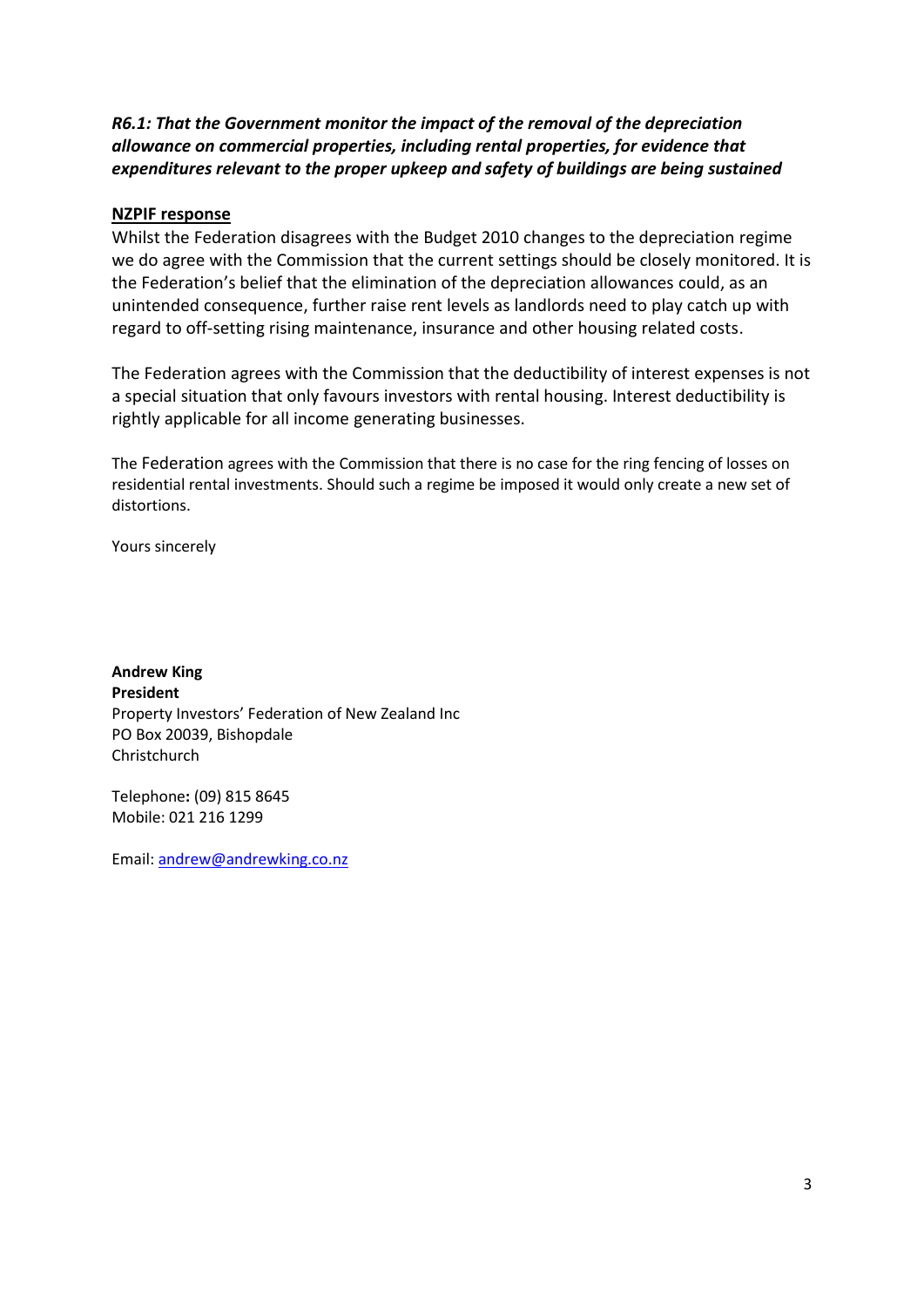***R6.1: That the Government monitor the impact of the removal of the depreciation allowance on commercial properties, including rental properties, for evidence that expenditures relevant to the proper upkeep and safety of buildings are being sustained***

**NZPIF response**

Whilst the Federation disagrees with the Budget 2010 changes to the depreciation regime we do agree with the Commission that the current settings should be closely monitored. It is the Federation's belief that the elimination of the depreciation allowances could, as an unintended consequence, further raise rent levels as landlords need to play catch up with regard to off-setting rising maintenance, insurance and other housing related costs.

The Federation agrees with the Commission that the deductibility of interest expenses is not a special situation that only favours investors with rental housing. Interest deductibility is rightly applicable for all income generating businesses.

The Federation agrees with the Commission that there is no case for the ring fencing of losses on residential rental investments. Should such a regime be imposed it would only create a new set of distortions.

Yours sincerely

**Andrew King**
**President**
Property Investors' Federation of New Zealand Inc
PO Box 20039, Bishopdale
Christchurch

Telephone**:** (09) 815 8645
Mobile: 021 216 1299

Email: andrew@andrewking.co.nz